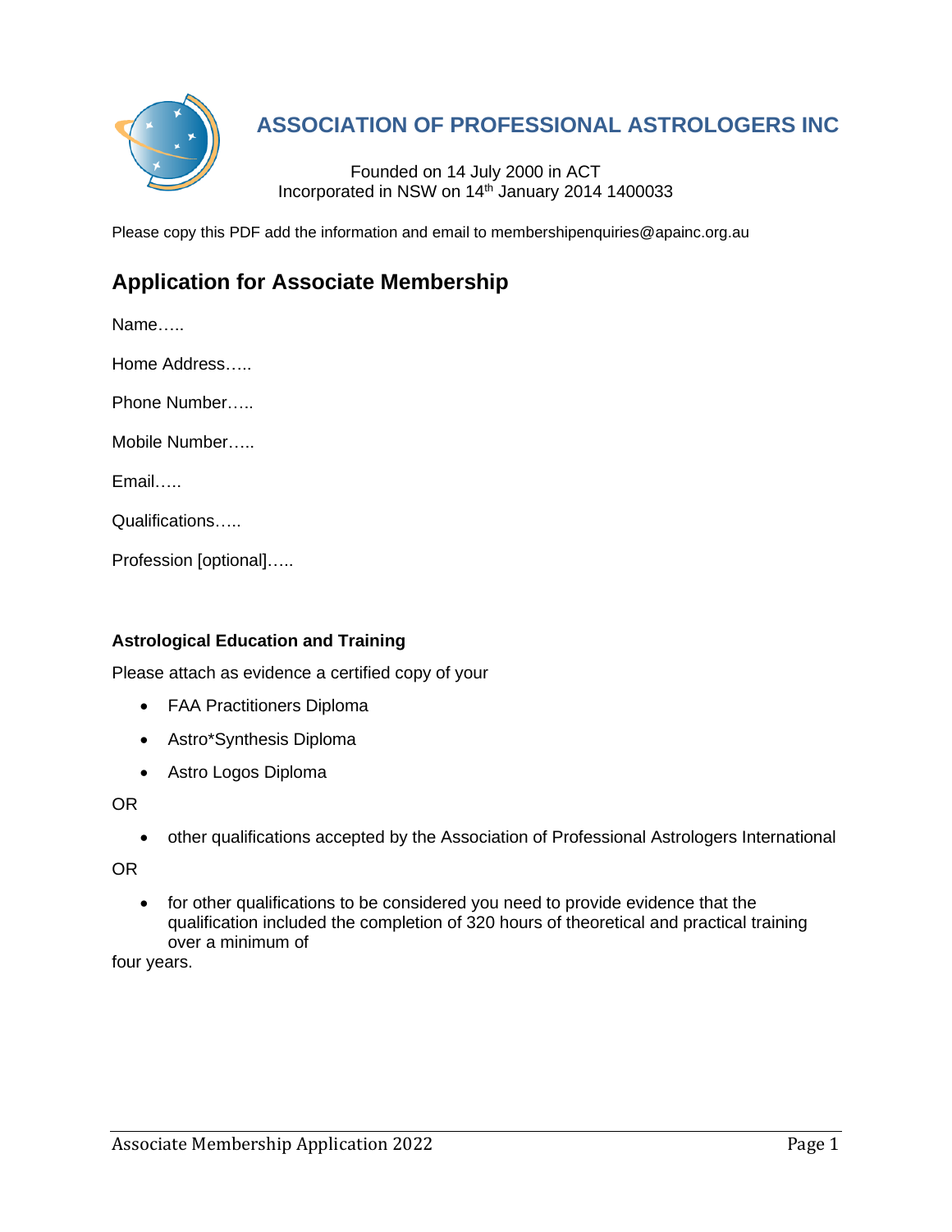# ASSOCIATION OF PROFESSIONAL ASTROLOGERS INC

Founded on 14 July 2000 in ACT
Incorporated in NSW on 14th January 2014 1400033

Please copy this PDF add the information and email to membershipenquiries@apainc.org.au

## Application for Associate Membership

Name…..

Home Address…..

Phone Number…..

Mobile Number…..

Email…..

Qualifications…..

Profession [optional]…..

### Astrological Education and Training

Please attach as evidence a certified copy of your

- FAA Practitioners Diploma
- Astro*Synthesis Diploma
- Astro Logos Diploma

OR

- other qualifications accepted by the Association of Professional Astrologers International

OR

- for other qualifications to be considered you need to provide evidence that the qualification included the completion of 320 hours of theoretical and practical training over a minimum of four years.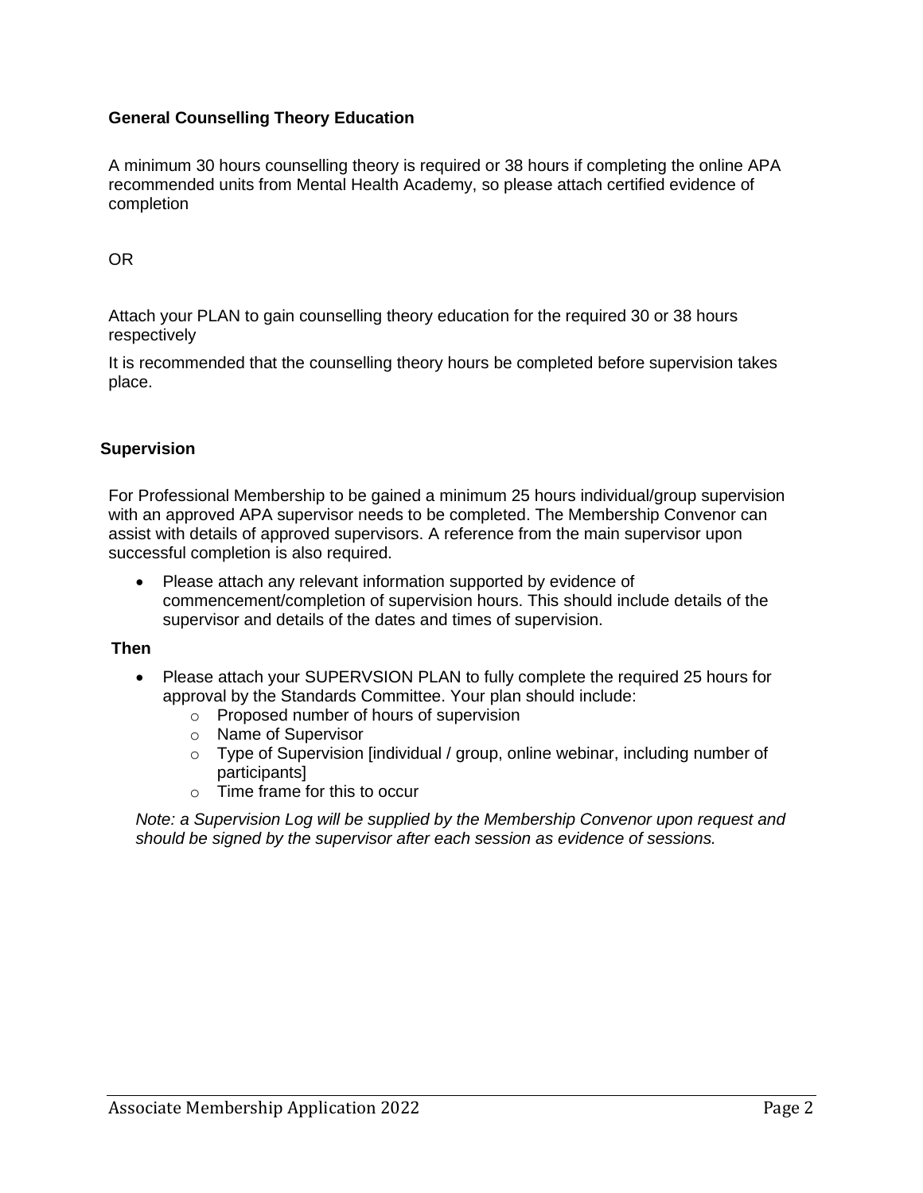**General Counselling Theory Education**

A minimum 30 hours counselling theory is required or 38 hours if completing the online APA recommended units from Mental Health Academy, so please attach certified evidence of completion

OR

Attach your PLAN to gain counselling theory education for the required 30 or 38 hours respectively

It is recommended that the counselling theory hours be completed before supervision takes place.

**Supervision**

For Professional Membership to be gained a minimum 25 hours individual/group supervision with an approved APA supervisor needs to be completed. The Membership Convenor can assist with details of approved supervisors. A reference from the main supervisor upon successful completion is also required.

- Please attach any relevant information supported by evidence of commencement/completion of supervision hours. This should include details of the supervisor and details of the dates and times of supervision.

**Then**

- Please attach your SUPERVSION PLAN to fully complete the required 25 hours for approval by the Standards Committee. Your plan should include:
  - Proposed number of hours of supervision
  - Name of Supervisor
  - Type of Supervision [individual / group, online webinar, including number of participants]
  - Time frame for this to occur

*Note: a Supervision Log will be supplied by the Membership Convenor upon request and should be signed by the supervisor after each session as evidence of sessions.*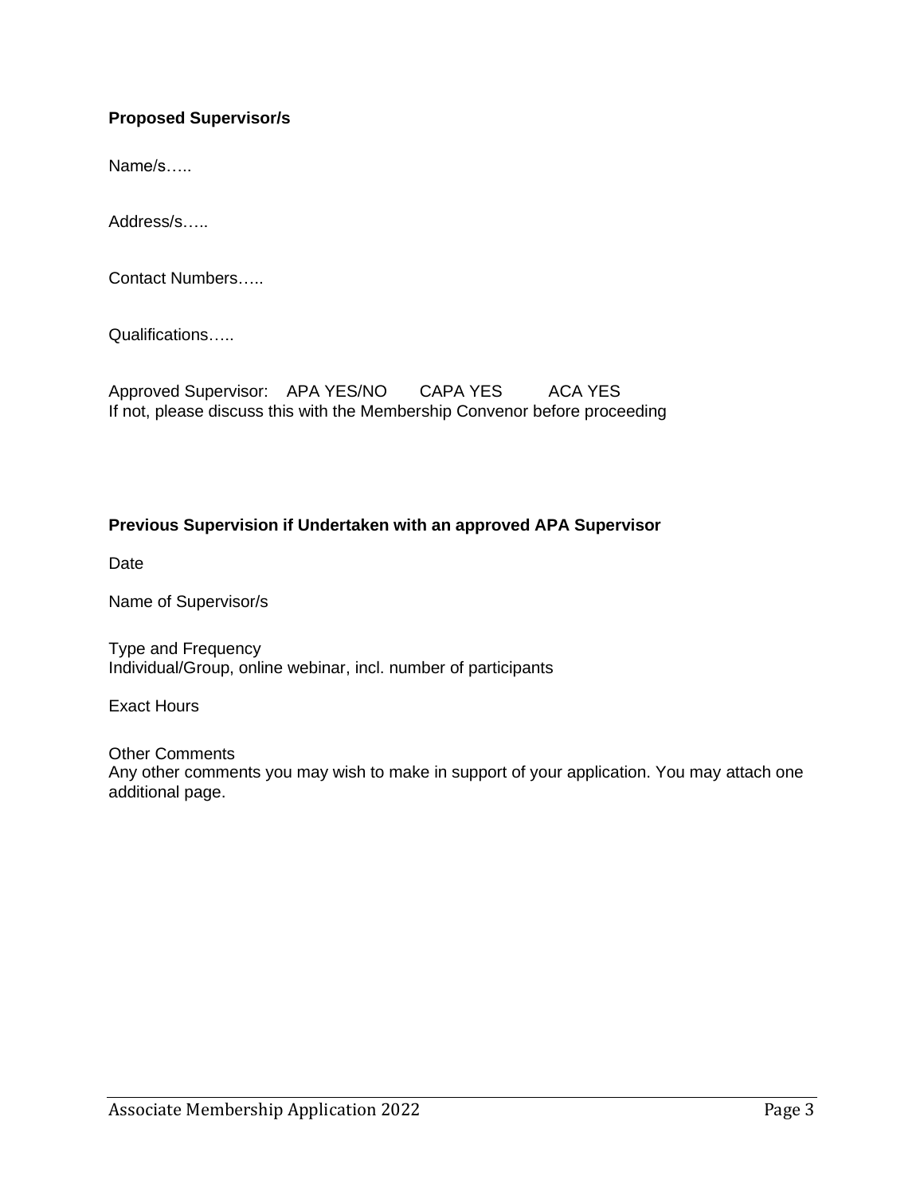**Proposed Supervisor/s**

Name/s…..

Address/s…..

Contact Numbers…..

Qualifications…..

Approved Supervisor: APA YES/NO CAPA YES ACA YES
If not, please discuss this with the Membership Convenor before proceeding

**Previous Supervision if Undertaken with an approved APA Supervisor**

Date

Name of Supervisor/s

Type and Frequency
Individual/Group, online webinar, incl. number of participants

Exact Hours

Other Comments
Any other comments you may wish to make in support of your application. You may attach one additional page.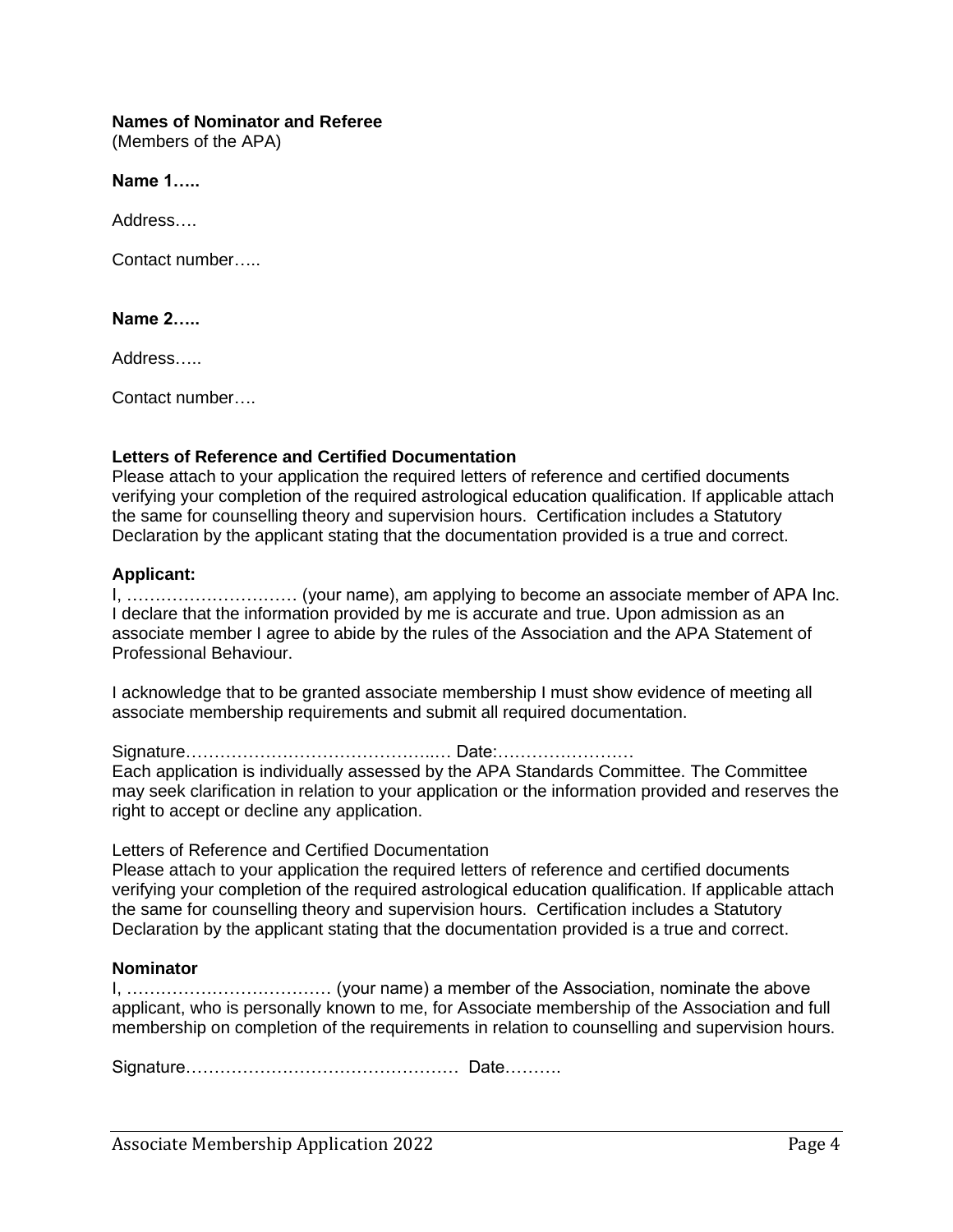**Names of Nominator and Referee**
(Members of the APA)

**Name 1…..**

Address….

Contact number…..

**Name 2…..**

Address…..

Contact number….

**Letters of Reference and Certified Documentation**
Please attach to your application the required letters of reference and certified documents verifying your completion of the required astrological education qualification. If applicable attach the same for counselling theory and supervision hours. Certification includes a Statutory Declaration by the applicant stating that the documentation provided is a true and correct.

**Applicant:**
I, ………………………… (your name), am applying to become an associate member of APA Inc. I declare that the information provided by me is accurate and true. Upon admission as an associate member I agree to abide by the rules of the Association and the APA Statement of Professional Behaviour.

I acknowledge that to be granted associate membership I must show evidence of meeting all associate membership requirements and submit all required documentation.

Signature……………………………………..… Date:……………………
Each application is individually assessed by the APA Standards Committee. The Committee may seek clarification in relation to your application or the information provided and reserves the right to accept or decline any application.

Letters of Reference and Certified Documentation
Please attach to your application the required letters of reference and certified documents verifying your completion of the required astrological education qualification. If applicable attach the same for counselling theory and supervision hours. Certification includes a Statutory Declaration by the applicant stating that the documentation provided is a true and correct.

**Nominator**
I, ……………………………… (your name) a member of the Association, nominate the above applicant, who is personally known to me, for Associate membership of the Association and full membership on completion of the requirements in relation to counselling and supervision hours.

Signature………………………………………… Date……….